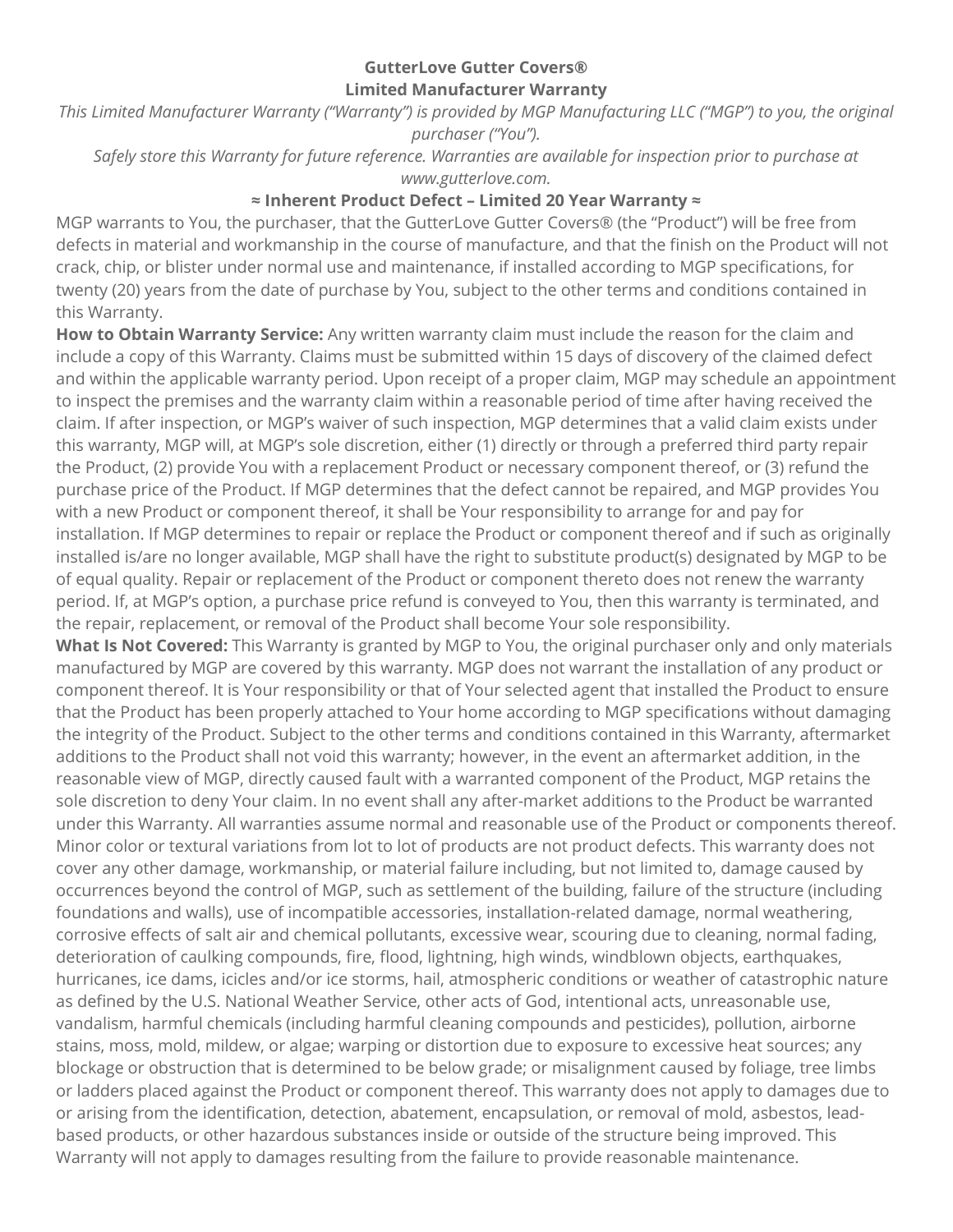**GutterLove Gutter Covers®**
**Limited Manufacturer Warranty**

*This Limited Manufacturer Warranty ("Warranty") is provided by MGP Manufacturing LLC ("MGP") to you, the original purchaser ("You").*

*Safely store this Warranty for future reference. Warranties are available for inspection prior to purchase at www.gutterlove.com.*

**≈ Inherent Product Defect – Limited 20 Year Warranty ≈**

MGP warrants to You, the purchaser, that the GutterLove Gutter Covers® (the "Product") will be free from defects in material and workmanship in the course of manufacture, and that the finish on the Product will not crack, chip, or blister under normal use and maintenance, if installed according to MGP specifications, for twenty (20) years from the date of purchase by You, subject to the other terms and conditions contained in this Warranty.

**How to Obtain Warranty Service:** Any written warranty claim must include the reason for the claim and include a copy of this Warranty. Claims must be submitted within 15 days of discovery of the claimed defect and within the applicable warranty period. Upon receipt of a proper claim, MGP may schedule an appointment to inspect the premises and the warranty claim within a reasonable period of time after having received the claim. If after inspection, or MGP's waiver of such inspection, MGP determines that a valid claim exists under this warranty, MGP will, at MGP's sole discretion, either (1) directly or through a preferred third party repair the Product, (2) provide You with a replacement Product or necessary component thereof, or (3) refund the purchase price of the Product. If MGP determines that the defect cannot be repaired, and MGP provides You with a new Product or component thereof, it shall be Your responsibility to arrange for and pay for installation. If MGP determines to repair or replace the Product or component thereof and if such as originally installed is/are no longer available, MGP shall have the right to substitute product(s) designated by MGP to be of equal quality. Repair or replacement of the Product or component thereto does not renew the warranty period. If, at MGP's option, a purchase price refund is conveyed to You, then this warranty is terminated, and the repair, replacement, or removal of the Product shall become Your sole responsibility.

**What Is Not Covered:** This Warranty is granted by MGP to You, the original purchaser only and only materials manufactured by MGP are covered by this warranty. MGP does not warrant the installation of any product or component thereof. It is Your responsibility or that of Your selected agent that installed the Product to ensure that the Product has been properly attached to Your home according to MGP specifications without damaging the integrity of the Product. Subject to the other terms and conditions contained in this Warranty, aftermarket additions to the Product shall not void this warranty; however, in the event an aftermarket addition, in the reasonable view of MGP, directly caused fault with a warranted component of the Product, MGP retains the sole discretion to deny Your claim. In no event shall any after-market additions to the Product be warranted under this Warranty. All warranties assume normal and reasonable use of the Product or components thereof. Minor color or textural variations from lot to lot of products are not product defects. This warranty does not cover any other damage, workmanship, or material failure including, but not limited to, damage caused by occurrences beyond the control of MGP, such as settlement of the building, failure of the structure (including foundations and walls), use of incompatible accessories, installation-related damage, normal weathering, corrosive effects of salt air and chemical pollutants, excessive wear, scouring due to cleaning, normal fading, deterioration of caulking compounds, fire, flood, lightning, high winds, windblown objects, earthquakes, hurricanes, ice dams, icicles and/or ice storms, hail, atmospheric conditions or weather of catastrophic nature as defined by the U.S. National Weather Service, other acts of God, intentional acts, unreasonable use, vandalism, harmful chemicals (including harmful cleaning compounds and pesticides), pollution, airborne stains, moss, mold, mildew, or algae; warping or distortion due to exposure to excessive heat sources; any blockage or obstruction that is determined to be below grade; or misalignment caused by foliage, tree limbs or ladders placed against the Product or component thereof. This warranty does not apply to damages due to or arising from the identification, detection, abatement, encapsulation, or removal of mold, asbestos, lead-based products, or other hazardous substances inside or outside of the structure being improved. This Warranty will not apply to damages resulting from the failure to provide reasonable maintenance.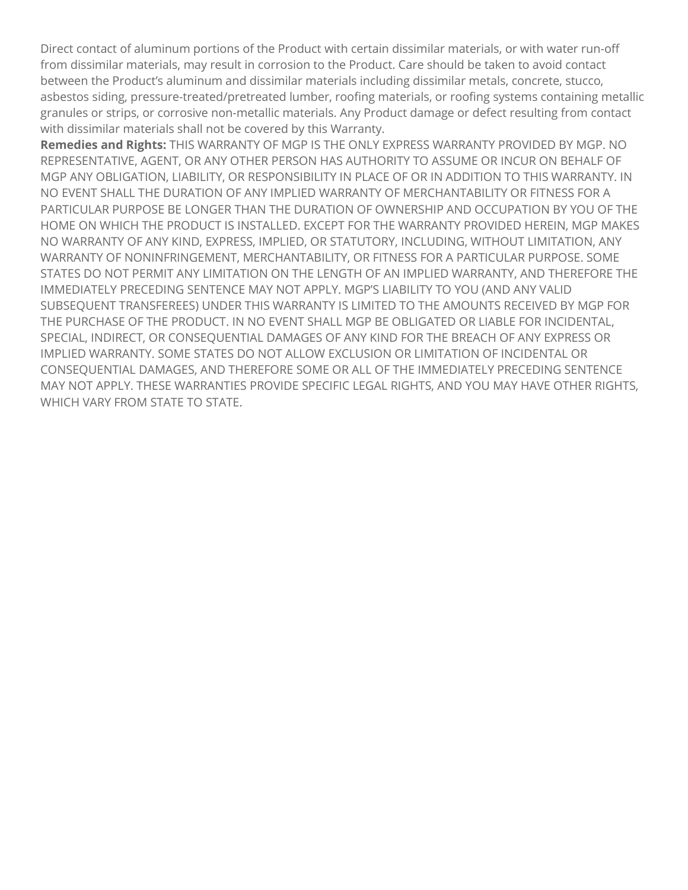Direct contact of aluminum portions of the Product with certain dissimilar materials, or with water run-off from dissimilar materials, may result in corrosion to the Product. Care should be taken to avoid contact between the Product's aluminum and dissimilar materials including dissimilar metals, concrete, stucco, asbestos siding, pressure-treated/pretreated lumber, roofing materials, or roofing systems containing metallic granules or strips, or corrosive non-metallic materials. Any Product damage or defect resulting from contact with dissimilar materials shall not be covered by this Warranty.

**Remedies and Rights:** THIS WARRANTY OF MGP IS THE ONLY EXPRESS WARRANTY PROVIDED BY MGP. NO REPRESENTATIVE, AGENT, OR ANY OTHER PERSON HAS AUTHORITY TO ASSUME OR INCUR ON BEHALF OF MGP ANY OBLIGATION, LIABILITY, OR RESPONSIBILITY IN PLACE OF OR IN ADDITION TO THIS WARRANTY. IN NO EVENT SHALL THE DURATION OF ANY IMPLIED WARRANTY OF MERCHANTABILITY OR FITNESS FOR A PARTICULAR PURPOSE BE LONGER THAN THE DURATION OF OWNERSHIP AND OCCUPATION BY YOU OF THE HOME ON WHICH THE PRODUCT IS INSTALLED. EXCEPT FOR THE WARRANTY PROVIDED HEREIN, MGP MAKES NO WARRANTY OF ANY KIND, EXPRESS, IMPLIED, OR STATUTORY, INCLUDING, WITHOUT LIMITATION, ANY WARRANTY OF NONINFRINGEMENT, MERCHANTABILITY, OR FITNESS FOR A PARTICULAR PURPOSE. SOME STATES DO NOT PERMIT ANY LIMITATION ON THE LENGTH OF AN IMPLIED WARRANTY, AND THEREFORE THE IMMEDIATELY PRECEDING SENTENCE MAY NOT APPLY. MGP'S LIABILITY TO YOU (AND ANY VALID SUBSEQUENT TRANSFEREES) UNDER THIS WARRANTY IS LIMITED TO THE AMOUNTS RECEIVED BY MGP FOR THE PURCHASE OF THE PRODUCT. IN NO EVENT SHALL MGP BE OBLIGATED OR LIABLE FOR INCIDENTAL, SPECIAL, INDIRECT, OR CONSEQUENTIAL DAMAGES OF ANY KIND FOR THE BREACH OF ANY EXPRESS OR IMPLIED WARRANTY. SOME STATES DO NOT ALLOW EXCLUSION OR LIMITATION OF INCIDENTAL OR CONSEQUENTIAL DAMAGES, AND THEREFORE SOME OR ALL OF THE IMMEDIATELY PRECEDING SENTENCE MAY NOT APPLY. THESE WARRANTIES PROVIDE SPECIFIC LEGAL RIGHTS, AND YOU MAY HAVE OTHER RIGHTS, WHICH VARY FROM STATE TO STATE.